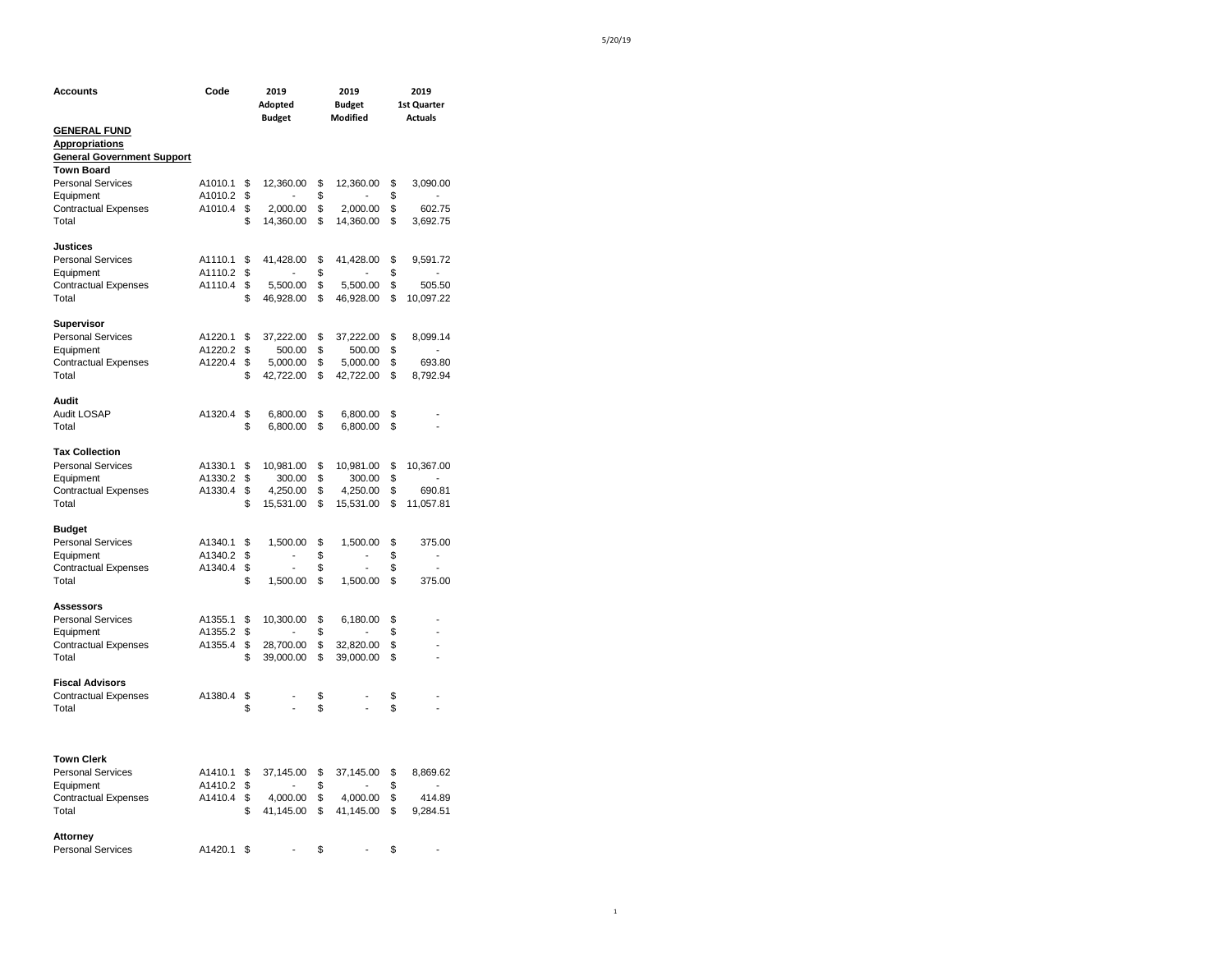| Accounts | Code | 2019 Adopted Budget | 2019 Budget Modified | 2019 1st Quarter Actuals |
|---|---|---|---|---|
| **GENERAL FUND** | | | | |
| **Appropriations** | | | | |
| **General Government Support** | | | | |
| **Town Board** | | | | |
| Personal Services | A1010.1 | $ 12,360.00 | $ 12,360.00 | $ 3,090.00 |
| Equipment | A1010.2 | $ - | $ - | $ - |
| Contractual Expenses | A1010.4 | $ 2,000.00 | $ 2,000.00 | $ 602.75 |
| Total | | $ 14,360.00 | $ 14,360.00 | $ 3,692.75 |
| | | | | |
| **Justices** | | | | |
| Personal Services | A1110.1 | $ 41,428.00 | $ 41,428.00 | $ 9,591.72 |
| Equipment | A1110.2 | $ - | $ - | $ - |
| Contractual Expenses | A1110.4 | $ 5,500.00 | $ 5,500.00 | $ 505.50 |
| Total | | $ 46,928.00 | $ 46,928.00 | $ 10,097.22 |
| | | | | |
| **Supervisor** | | | | |
| Personal Services | A1220.1 | $ 37,222.00 | $ 37,222.00 | $ 8,099.14 |
| Equipment | A1220.2 | $ 500.00 | $ 500.00 | $ - |
| Contractual Expenses | A1220.4 | $ 5,000.00 | $ 5,000.00 | $ 693.80 |
| Total | | $ 42,722.00 | $ 42,722.00 | $ 8,792.94 |
| | | | | |
| **Audit** | | | | |
| Audit LOSAP | A1320.4 | $ 6,800.00 | $ 6,800.00 | $ - |
| Total | | $ 6,800.00 | $ 6,800.00 | $ - |
| | | | | |
| **Tax Collection** | | | | |
| Personal Services | A1330.1 | $ 10,981.00 | $ 10,981.00 | $ 10,367.00 |
| Equipment | A1330.2 | $ 300.00 | $ 300.00 | $ - |
| Contractual Expenses | A1330.4 | $ 4,250.00 | $ 4,250.00 | $ 690.81 |
| Total | | $ 15,531.00 | $ 15,531.00 | $ 11,057.81 |
| | | | | |
| **Budget** | | | | |
| Personal Services | A1340.1 | $ 1,500.00 | $ 1,500.00 | $ 375.00 |
| Equipment | A1340.2 | $ - | $ - | $ - |
| Contractual Expenses | A1340.4 | $ - | $ - | $ - |
| Total | | $ 1,500.00 | $ 1,500.00 | $ 375.00 |
| | | | | |
| **Assessors** | | | | |
| Personal Services | A1355.1 | $ 10,300.00 | $ 6,180.00 | $ - |
| Equipment | A1355.2 | $ - | $ - | $ - |
| Contractual Expenses | A1355.4 | $ 28,700.00 | $ 32,820.00 | $ - |
| Total | | $ 39,000.00 | $ 39,000.00 | $ - |
| | | | | |
| **Fiscal Advisors** | | | | |
| Contractual Expenses | A1380.4 | $ - | $ - | $ - |
| Total | | $ - | $ - | $ - |
| | | | | |
| **Town Clerk** | | | | |
| Personal Services | A1410.1 | $ 37,145.00 | $ 37,145.00 | $ 8,869.62 |
| Equipment | A1410.2 | $ - | $ - | $ - |
| Contractual Expenses | A1410.4 | $ 4,000.00 | $ 4,000.00 | $ 414.89 |
| Total | | $ 41,145.00 | $ 41,145.00 | $ 9,284.51 |
| | | | | |
| **Attorney** | | | | |
| Personal Services | A1420.1 | $ - | $ - | $ - |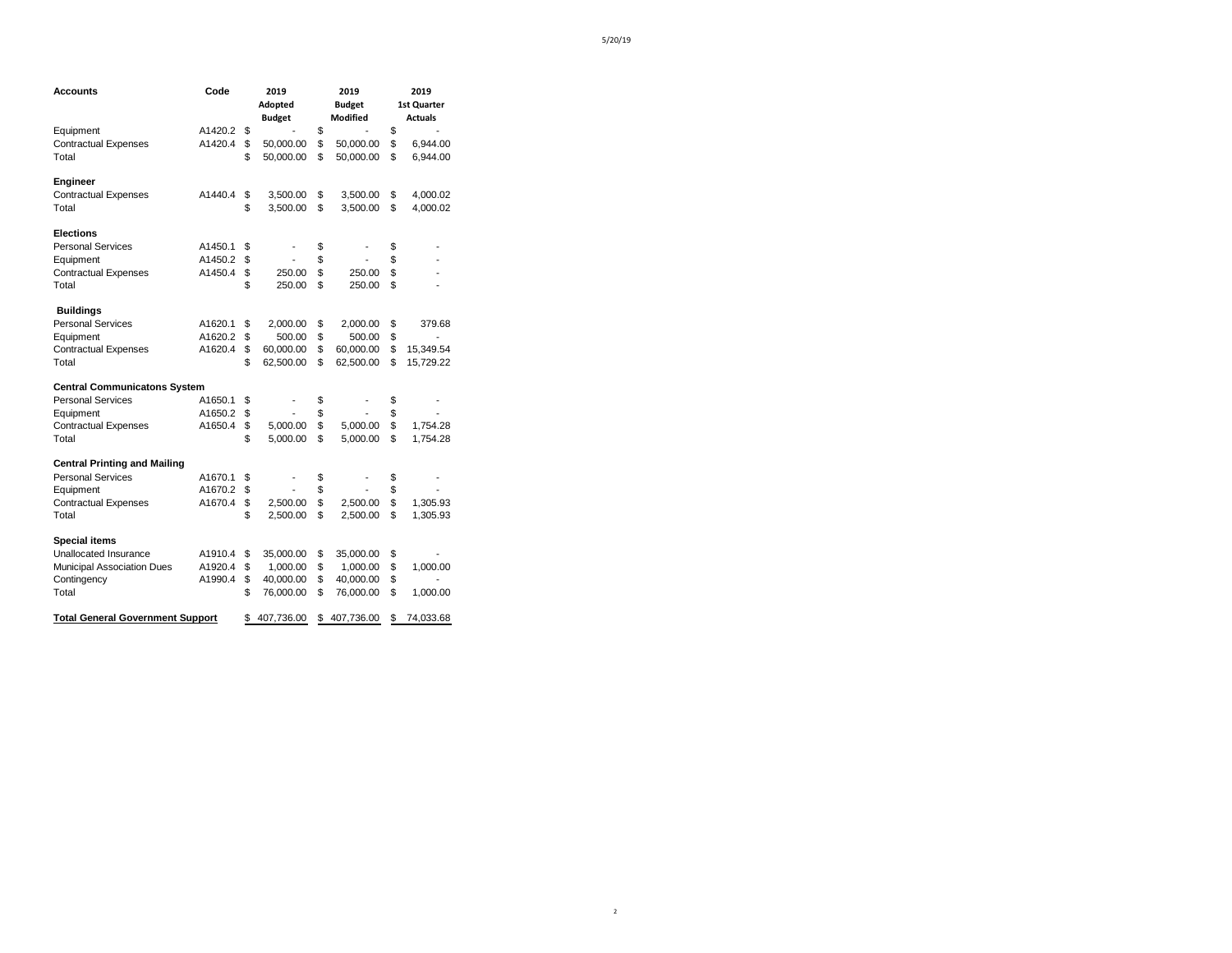| Accounts | Code | 2019 Adopted Budget | 2019 Budget Modified | 2019 1st Quarter Actuals |
|---|---|---|---|---|
| Equipment | A1420.2 | $ - | $ - | $ - |
| Contractual Expenses | A1420.4 | $ 50,000.00 | $ 50,000.00 | $ 6,944.00 |
| Total | | $ 50,000.00 | $ 50,000.00 | $ 6,944.00 |
| | | | | |
| **Engineer** | | | | |
| Contractual Expenses | A1440.4 | $ 3,500.00 | $ 3,500.00 | $ 4,000.02 |
| Total | | $ 3,500.00 | $ 3,500.00 | $ 4,000.02 |
| | | | | |
| **Elections** | | | | |
| Personal Services | A1450.1 | $ - | $ - | $ - |
| Equipment | A1450.2 | $ - | $ - | $ - |
| Contractual Expenses | A1450.4 | $ 250.00 | $ 250.00 | $ - |
| Total | | $ 250.00 | $ 250.00 | $ - |
| | | | | |
| **Buildings** | | | | |
| Personal Services | A1620.1 | $ 2,000.00 | $ 2,000.00 | $ 379.68 |
| Equipment | A1620.2 | $ 500.00 | $ 500.00 | $ - |
| Contractual Expenses | A1620.4 | $ 60,000.00 | $ 60,000.00 | $ 15,349.54 |
| Total | | $ 62,500.00 | $ 62,500.00 | $ 15,729.22 |
| | | | | |
| **Central Communicatons System** | | | | |
| Personal Services | A1650.1 | $ - | $ - | $ - |
| Equipment | A1650.2 | $ - | $ - | $ - |
| Contractual Expenses | A1650.4 | $ 5,000.00 | $ 5,000.00 | $ 1,754.28 |
| Total | | $ 5,000.00 | $ 5,000.00 | $ 1,754.28 |
| | | | | |
| **Central Printing and Mailing** | | | | |
| Personal Services | A1670.1 | $ - | $ - | $ - |
| Equipment | A1670.2 | $ - | $ - | $ - |
| Contractual Expenses | A1670.4 | $ 2,500.00 | $ 2,500.00 | $ 1,305.93 |
| Total | | $ 2,500.00 | $ 2,500.00 | $ 1,305.93 |
| | | | | |
| **Special items** | | | | |
| Unallocated Insurance | A1910.4 | $ 35,000.00 | $ 35,000.00 | $ - |
| Municipal Association Dues | A1920.4 | $ 1,000.00 | $ 1,000.00 | $ 1,000.00 |
| Contingency | A1990.4 | $ 40,000.00 | $ 40,000.00 | $ - |
| Total | | $ 76,000.00 | $ 76,000.00 | $ 1,000.00 |
| | | | | |
| **Total General Government Support** | | $ 407,736.00 | $ 407,736.00 | $ 74,033.68 |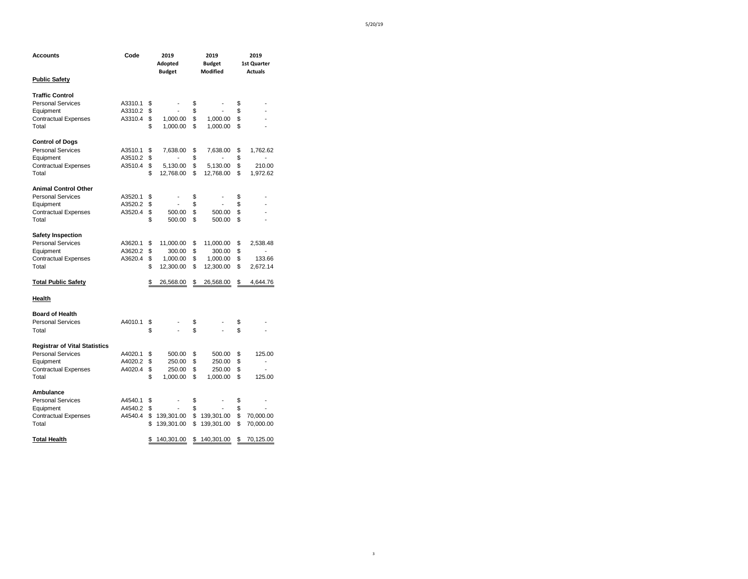| Accounts | Code | 2019 Adopted Budget | 2019 Budget Modified | 2019 1st Quarter Actuals |
|---|---|---|---|---|
| **Public Safety** | | | | |
| | | | | |
| **Traffic Control** | | | | |
| Personal Services | A3310.1 | $ - | $ - | $ - |
| Equipment | A3310.2 | $ - | $ - | $ - |
| Contractual Expenses | A3310.4 | $ 1,000.00 | $ 1,000.00 | $ - |
| Total | | $ 1,000.00 | $ 1,000.00 | $ - |
| | | | | |
| **Control of Dogs** | | | | |
| Personal Services | A3510.1 | $ 7,638.00 | $ 7,638.00 | $ 1,762.62 |
| Equipment | A3510.2 | $ - | $ - | $ - |
| Contractual Expenses | A3510.4 | $ 5,130.00 | $ 5,130.00 | $ 210.00 |
| Total | | $ 12,768.00 | $ 12,768.00 | $ 1,972.62 |
| | | | | |
| **Animal Control Other** | | | | |
| Personal Services | A3520.1 | $ - | $ - | $ - |
| Equipment | A3520.2 | $ - | $ - | $ - |
| Contractual Expenses | A3520.4 | $ 500.00 | $ 500.00 | $ - |
| Total | | $ 500.00 | $ 500.00 | $ - |
| | | | | |
| **Safety Inspection** | | | | |
| Personal Services | A3620.1 | $ 11,000.00 | $ 11,000.00 | $ 2,538.48 |
| Equipment | A3620.2 | $ 300.00 | $ 300.00 | $ - |
| Contractual Expenses | A3620.4 | $ 1,000.00 | $ 1,000.00 | $ 133.66 |
| Total | | $ 12,300.00 | $ 12,300.00 | $ 2,672.14 |
| | | | | |
| **Total Public Safety** | | $ 26,568.00 | $ 26,568.00 | $ 4,644.76 |
| | | | | |
| **Health** | | | | |
| | | | | |
| **Board of Health** | | | | |
| Personal Services | A4010.1 | $ - | $ - | $ - |
| Total | | $ - | $ - | $ - |
| | | | | |
| **Registrar of Vital Statistics** | | | | |
| Personal Services | A4020.1 | $ 500.00 | $ 500.00 | $ 125.00 |
| Equipment | A4020.2 | $ 250.00 | $ 250.00 | $ - |
| Contractual Expenses | A4020.4 | $ 250.00 | $ 250.00 | $ - |
| Total | | $ 1,000.00 | $ 1,000.00 | $ 125.00 |
| | | | | |
| **Ambulance** | | | | |
| Personal Services | A4540.1 | $ - | $ - | $ - |
| Equipment | A4540.2 | $ - | $ - | $ - |
| Contractual Expenses | A4540.4 | $ 139,301.00 | $ 139,301.00 | $ 70,000.00 |
| Total | | $ 139,301.00 | $ 139,301.00 | $ 70,000.00 |
| | | | | |
| **Total Health** | | $ 140,301.00 | $ 140,301.00 | $ 70,125.00 |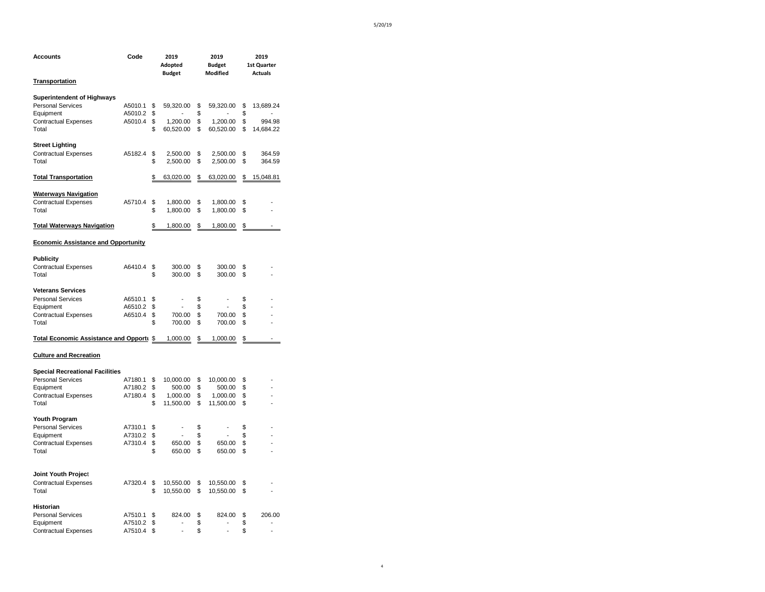| Accounts | Code | 2019 Adopted Budget | 2019 Budget Modified | 2019 1st Quarter Actuals |
|---|---|---|---|---|
| **Transportation** | | | | |
| | | | | |
| **Superintendent of Highways** | | | | |
| Personal Services | A5010.1 | $ 59,320.00 | $ 59,320.00 | $ 13,689.24 |
| Equipment | A5010.2 | $ - | $ - | $ - |
| Contractual Expenses | A5010.4 | $ 1,200.00 | $ 1,200.00 | $ 994.98 |
| Total | | $ 60,520.00 | $ 60,520.00 | $ 14,684.22 |
| | | | | |
| **Street Lighting** | | | | |
| Contractual Expenses | A5182.4 | $ 2,500.00 | $ 2,500.00 | $ 364.59 |
| Total | | $ 2,500.00 | $ 2,500.00 | $ 364.59 |
| | | | | |
| **Total Transportation** | | $ 63,020.00 | $ 63,020.00 | $ 15,048.81 |
| | | | | |
| **Waterways Navigation** | | | | |
| Contractual Expenses | A5710.4 | $ 1,800.00 | $ 1,800.00 | $ - |
| Total | | $ 1,800.00 | $ 1,800.00 | $ - |
| | | | | |
| **Total Waterways Navigation** | | $ 1,800.00 | $ 1,800.00 | $ - |
| | | | | |
| **Economic Assistance and Opportunity** | | | | |
| | | | | |
| **Publicity** | | | | |
| Contractual Expenses | A6410.4 | $ 300.00 | $ 300.00 | $ - |
| Total | | $ 300.00 | $ 300.00 | $ - |
| | | | | |
| **Veterans Services** | | | | |
| Personal Services | A6510.1 | $ - | $ - | $ - |
| Equipment | A6510.2 | $ - | $ - | $ - |
| Contractual Expenses | A6510.4 | $ 700.00 | $ 700.00 | $ - |
| Total | | $ 700.00 | $ 700.00 | $ - |
| | | | | |
| **Total Economic Assistance and Opportu** | | $ 1,000.00 | $ 1,000.00 | $ - |
| | | | | |
| **Culture and Recreation** | | | | |
| | | | | |
| **Special Recreational Facilities** | | | | |
| Personal Services | A7180.1 | $ 10,000.00 | $ 10,000.00 | $ - |
| Equipment | A7180.2 | $ 500.00 | $ 500.00 | $ - |
| Contractual Expenses | A7180.4 | $ 1,000.00 | $ 1,000.00 | $ - |
| Total | | $ 11,500.00 | $ 11,500.00 | $ - |
| | | | | |
| **Youth Program** | | | | |
| Personal Services | A7310.1 | $ - | $ - | $ - |
| Equipment | A7310.2 | $ - | $ - | $ - |
| Contractual Expenses | A7310.4 | $ 650.00 | $ 650.00 | $ - |
| Total | | $ 650.00 | $ 650.00 | $ - |
| | | | | |
| **Joint Youth Project** | | | | |
| Contractual Expenses | A7320.4 | $ 10,550.00 | $ 10,550.00 | $ - |
| Total | | $ 10,550.00 | $ 10,550.00 | $ - |
| | | | | |
| **Historian** | | | | |
| Personal Services | A7510.1 | $ 824.00 | $ 824.00 | $ 206.00 |
| Equipment | A7510.2 | $ - | $ - | $ - |
| Contractual Expenses | A7510.4 | $ - | $ - | $ - |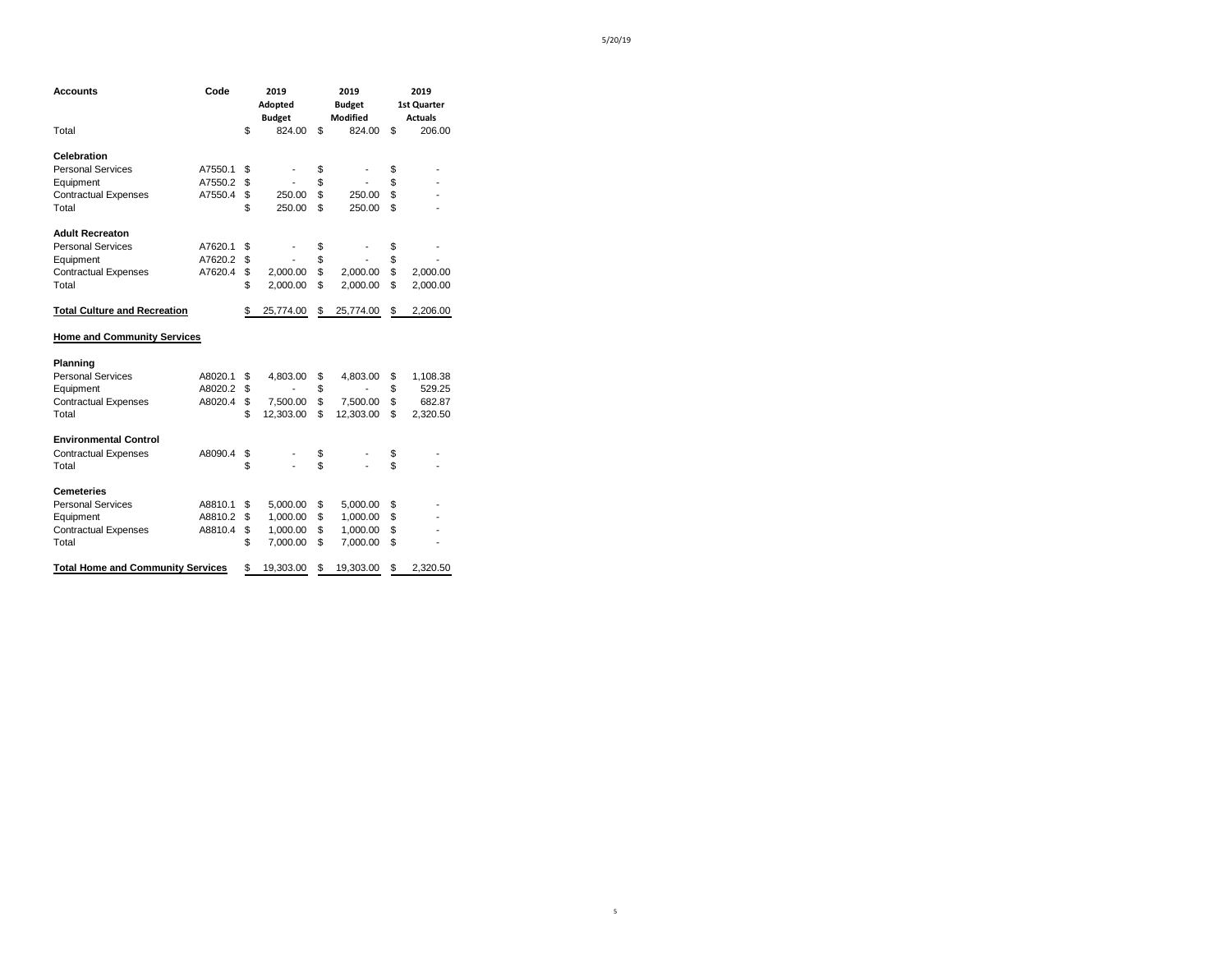| Accounts | Code | 2019 Adopted Budget | 2019 Budget Modified | 2019 1st Quarter Actuals |
|---|---|---|---|---|
| Total | | $ 824.00 | $ 824.00 | $ 206.00 |
| | | | | |
| **Celebration** | | | | |
| Personal Services | A7550.1 | $ - | $ - | $ - |
| Equipment | A7550.2 | $ - | $ - | $ - |
| Contractual Expenses | A7550.4 | $ 250.00 | $ 250.00 | $ - |
| Total | | $ 250.00 | $ 250.00 | $ - |
| | | | | |
| **Adult Recreaton** | | | | |
| Personal Services | A7620.1 | $ - | $ - | $ - |
| Equipment | A7620.2 | $ - | $ - | $ - |
| Contractual Expenses | A7620.4 | $ 2,000.00 | $ 2,000.00 | $ 2,000.00 |
| Total | | $ 2,000.00 | $ 2,000.00 | $ 2,000.00 |
| | | | | |
| **Total Culture and Recreation** | | $ 25,774.00 | $ 25,774.00 | $ 2,206.00 |
| | | | | |
| **Home and Community Services** | | | | |
| | | | | |
| **Planning** | | | | |
| Personal Services | A8020.1 | $ 4,803.00 | $ 4,803.00 | $ 1,108.38 |
| Equipment | A8020.2 | $ - | $ - | $ 529.25 |
| Contractual Expenses | A8020.4 | $ 7,500.00 | $ 7,500.00 | $ 682.87 |
| Total | | $ 12,303.00 | $ 12,303.00 | $ 2,320.50 |
| | | | | |
| **Environmental Control** | | | | |
| Contractual Expenses | A8090.4 | $ - | $ - | $ - |
| Total | | $ - | $ - | $ - |
| | | | | |
| **Cemeteries** | | | | |
| Personal Services | A8810.1 | $ 5,000.00 | $ 5,000.00 | $ - |
| Equipment | A8810.2 | $ 1,000.00 | $ 1,000.00 | $ - |
| Contractual Expenses | A8810.4 | $ 1,000.00 | $ 1,000.00 | $ - |
| Total | | $ 7,000.00 | $ 7,000.00 | $ - |
| | | | | |
| **Total Home and Community Services** | | $ 19,303.00 | $ 19,303.00 | $ 2,320.50 |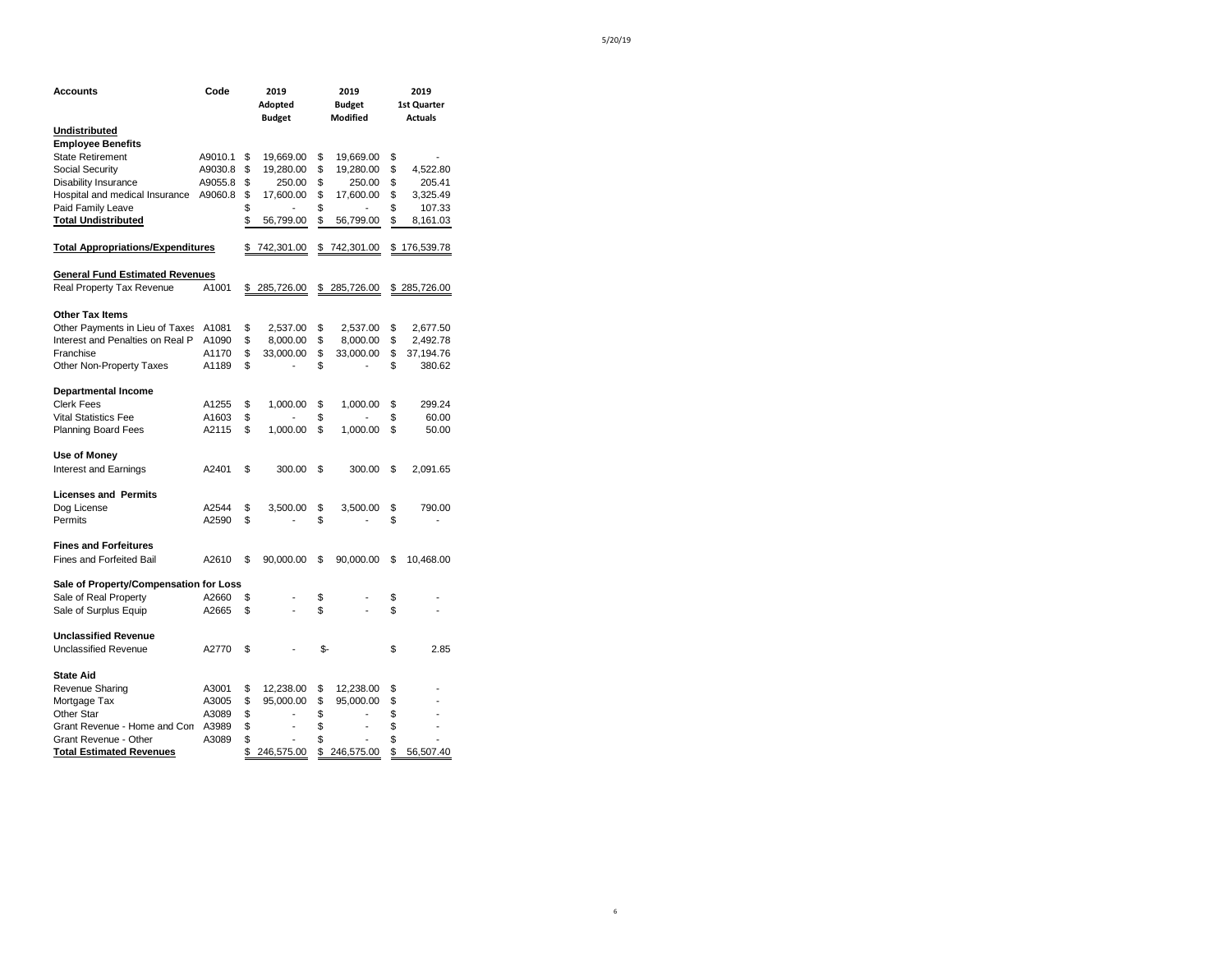| Accounts | Code | 2019 Adopted Budget | 2019 Budget Modified | 2019 1st Quarter Actuals |
|---|---|---|---|---|
| **Undistributed** | | | | |
| **Employee Benefits** | | | | |
| State Retirement | A9010.1 | $ 19,669.00 | $ 19,669.00 | $ - |
| Social Security | A9030.8 | $ 19,280.00 | $ 19,280.00 | $ 4,522.80 |
| Disability Insurance | A9055.8 | $ 250.00 | $ 250.00 | $ 205.41 |
| Hospital and medical Insurance | A9060.8 | $ 17,600.00 | $ 17,600.00 | $ 3,325.49 |
| Paid Family Leave | | $ - | $ - | $ 107.33 |
| **Total Undistributed** | | $ 56,799.00 | $ 56,799.00 | $ 8,161.03 |
| **Total Appropriations/Expenditures** | | $ 742,301.00 | $ 742,301.00 | $ 176,539.78 |
| **General Fund Estimated Revenues** | | | | |
| Real Property Tax Revenue | A1001 | $ 285,726.00 | $ 285,726.00 | $ 285,726.00 |
| **Other Tax Items** | | | | |
| Other Payments in Lieu of Taxes | A1081 | $ 2,537.00 | $ 2,537.00 | $ 2,677.50 |
| Interest and Penalties on Real P | A1090 | $ 8,000.00 | $ 8,000.00 | $ 2,492.78 |
| Franchise | A1170 | $ 33,000.00 | $ 33,000.00 | $ 37,194.76 |
| Other Non-Property Taxes | A1189 | $ - | $ - | $ 380.62 |
| **Departmental Income** | | | | |
| Clerk Fees | A1255 | $ 1,000.00 | $ 1,000.00 | $ 299.24 |
| Vital Statistics Fee | A1603 | $ - | $ - | $ 60.00 |
| Planning Board Fees | A2115 | $ 1,000.00 | $ 1,000.00 | $ 50.00 |
| **Use of Money** | | | | |
| Interest and Earnings | A2401 | $ 300.00 | $ 300.00 | $ 2,091.65 |
| **Licenses and Permits** | | | | |
| Dog License | A2544 | $ 3,500.00 | $ 3,500.00 | $ 790.00 |
| Permits | A2590 | $ - | $ - | $ - |
| **Fines and Forfeitures** | | | | |
| Fines and Forfeited Bail | A2610 | $ 90,000.00 | $ 90,000.00 | $ 10,468.00 |
| **Sale of Property/Compensation for Loss** | | | | |
| Sale of Real Property | A2660 | $ - | $ - | $ - |
| Sale of Surplus Equip | A2665 | $ - | $ - | $ - |
| **Unclassified Revenue** | | | | |
| Unclassified Revenue | A2770 | $ - | $- | $ 2.85 |
| **State Aid** | | | | |
| Revenue Sharing | A3001 | $ 12,238.00 | $ 12,238.00 | $ - |
| Mortgage Tax | A3005 | $ 95,000.00 | $ 95,000.00 | $ - |
| Other Star | A3089 | $ - | $ - | $ - |
| Grant Revenue - Home and Con | A3989 | $ - | $ - | $ - |
| Grant Revenue - Other | A3089 | $ - | $ - | $ - |
| **Total Estimated Revenues** | | $ 246,575.00 | $ 246,575.00 | $ 56,507.40 |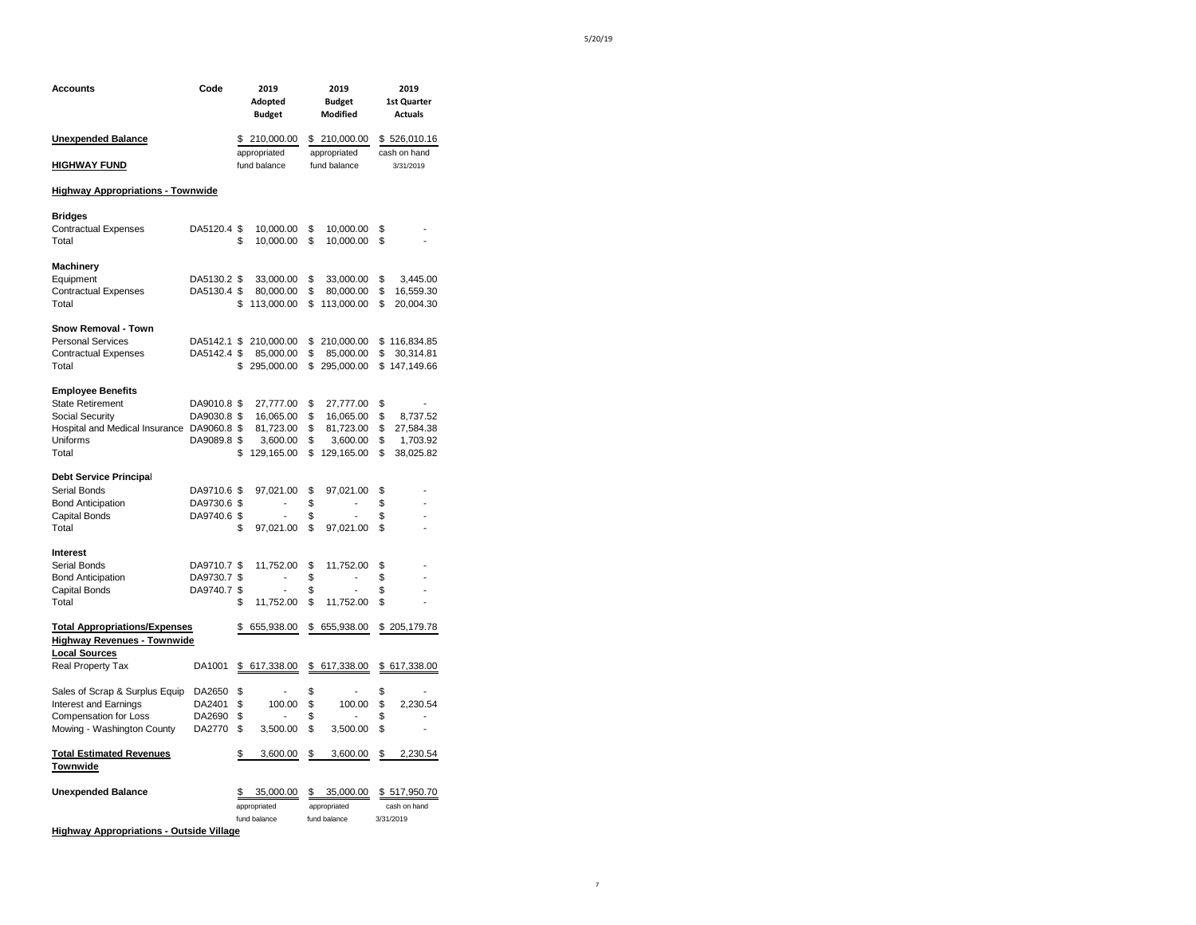| Accounts | Code | 2019 Adopted Budget | 2019 Budget Modified | 2019 1st Quarter Actuals |
|---|---|---|---|---|
| **Unexpended Balance** | | $ 210,000.00 appropriated fund balance | $ 210,000.00 appropriated fund balance | $ 526,010.16 cash on hand 3/31/2019 |
| **HIGHWAY FUND** | | | | |
| **Highway Appropriations - Townwide** | | | | |
| **Bridges** | | | | |
| Contractual Expenses | DA5120.4 | $ 10,000.00 | $ 10,000.00 | $ - |
| Total | | $ 10,000.00 | $ 10,000.00 | $ - |
| **Machinery** | | | | |
| Equipment | DA5130.2 | $ 33,000.00 | $ 33,000.00 | $ 3,445.00 |
| Contractual Expenses | DA5130.4 | $ 80,000.00 | $ 80,000.00 | $ 16,559.30 |
| Total | | $ 113,000.00 | $ 113,000.00 | $ 20,004.30 |
| **Snow Removal - Town** | | | | |
| Personal Services | DA5142.1 | $ 210,000.00 | $ 210,000.00 | $ 116,834.85 |
| Contractual Expenses | DA5142.4 | $ 85,000.00 | $ 85,000.00 | $ 30,314.81 |
| Total | | $ 295,000.00 | $ 295,000.00 | $ 147,149.66 |
| **Employee Benefits** | | | | |
| State Retirement | DA9010.8 | $ 27,777.00 | $ 27,777.00 | $ - |
| Social Security | DA9030.8 | $ 16,065.00 | $ 16,065.00 | $ 8,737.52 |
| Hospital and Medical Insurance | DA9060.8 | $ 81,723.00 | $ 81,723.00 | $ 27,584.38 |
| Uniforms | DA9089.8 | $ 3,600.00 | $ 3,600.00 | $ 1,703.92 |
| Total | | $ 129,165.00 | $ 129,165.00 | $ 38,025.82 |
| **Debt Service Principal** | | | | |
| Serial Bonds | DA9710.6 | $ 97,021.00 | $ 97,021.00 | $ - |
| Bond Anticipation | DA9730.6 | $ - | $ - | $ - |
| Capital Bonds | DA9740.6 | $ - | $ - | $ - |
| Total | | $ 97,021.00 | $ 97,021.00 | $ - |
| **Interest** | | | | |
| Serial Bonds | DA9710.7 | $ 11,752.00 | $ 11,752.00 | $ - |
| Bond Anticipation | DA9730.7 | $ - | $ - | $ - |
| Capital Bonds | DA9740.7 | $ - | $ - | $ - |
| Total | | $ 11,752.00 | $ 11,752.00 | $ - |
| **Total Appropriations/Expenses** | | $ 655,938.00 | $ 655,938.00 | $ 205,179.78 |
| **Highway Revenues - Townwide** | | | | |
| **Local Sources** | | | | |
| Real Property Tax | DA1001 | $ 617,338.00 | $ 617,338.00 | $ 617,338.00 |
| Sales of Scrap & Surplus Equip | DA2650 | $ - | $ - | $ - |
| Interest and Earnings | DA2401 | $ 100.00 | $ 100.00 | $ 2,230.54 |
| Compensation for Loss | DA2690 | $ - | $ - | $ - |
| Mowing - Washington County | DA2770 | $ 3,500.00 | $ 3,500.00 | $ - |
| **Total Estimated Revenues Townwide** | | $ 3,600.00 | $ 3,600.00 | $ 2,230.54 |
| **Unexpended Balance** | | $ 35,000.00 appropriated fund balance | $ 35,000.00 appropriated fund balance | $ 517,950.70 cash on hand 3/31/2019 |

**Highway Appropriations - Outside Village**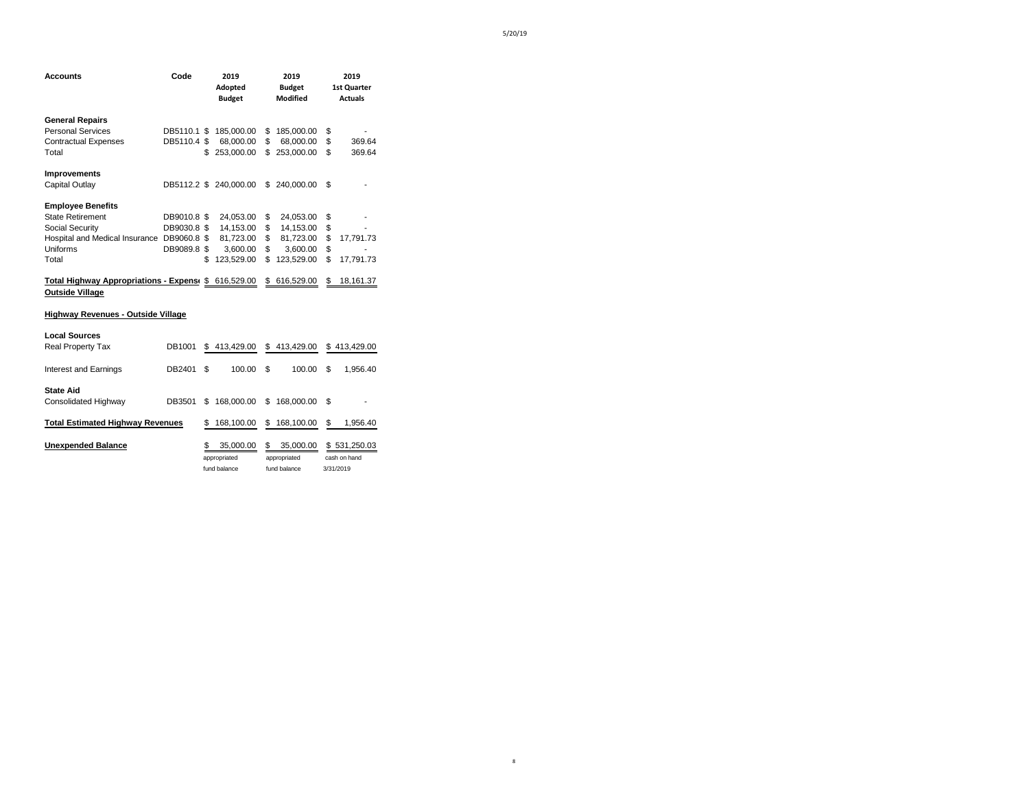| Accounts | Code | 2019 Adopted Budget | 2019 Budget Modified | 2019 1st Quarter Actuals |
|---|---|---|---|---|
| **General Repairs** | | | | |
| Personal Services | DB5110.1 | $ 185,000.00 | $ 185,000.00 | $ - |
| Contractual Expenses | DB5110.4 | $ 68,000.00 | $ 68,000.00 | $ 369.64 |
| Total | | $ 253,000.00 | $ 253,000.00 | $ 369.64 |
| **Improvements** | | | | |
| Capital Outlay | DB5112.2 | $ 240,000.00 | $ 240,000.00 | $ - |
| **Employee Benefits** | | | | |
| State Retirement | DB9010.8 | $ 24,053.00 | $ 24,053.00 | $ - |
| Social Security | DB9030.8 | $ 14,153.00 | $ 14,153.00 | $ - |
| Hospital and Medical Insurance | DB9060.8 | $ 81,723.00 | $ 81,723.00 | $ 17,791.73 |
| Uniforms | DB9089.8 | $ 3,600.00 | $ 3,600.00 | $ - |
| Total | | $ 123,529.00 | $ 123,529.00 | $ 17,791.73 |
| **Total Highway Appropriations - Expense Outside Village** | | $ 616,529.00 | $ 616,529.00 | $ 18,161.37 |

**Highway Revenues - Outside Village**

| Accounts | Code | 2019 Adopted Budget | 2019 Budget Modified | 2019 1st Quarter Actuals |
|---|---|---|---|---|
| **Local Sources** | | | | |
| Real Property Tax | DB1001 | $ 413,429.00 | $ 413,429.00 | $ 413,429.00 |
| Interest and Earnings | DB2401 | $ 100.00 | $ 100.00 | $ 1,956.40 |
| **State Aid** | | | | |
| Consolidated Highway | DB3501 | $ 168,000.00 | $ 168,000.00 | $ - |
| **Total Estimated Highway Revenues** | | $ 168,100.00 | $ 168,100.00 | $ 1,956.40 |
| **Unexpended Balance** | | $ 35,000.00 appropriated fund balance | $ 35,000.00 appropriated fund balance | $ 531,250.03 cash on hand 3/31/2019 |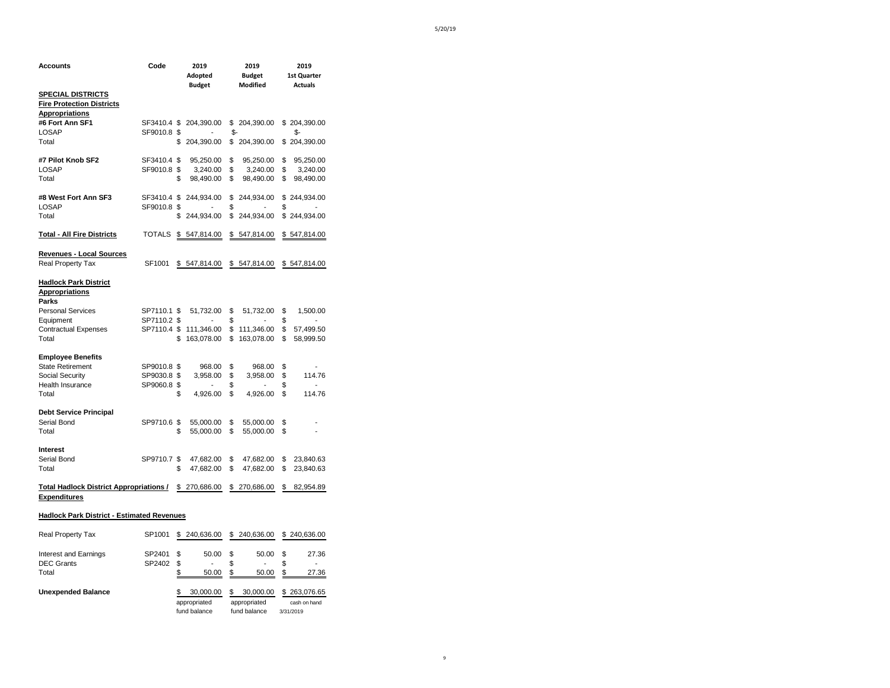| Accounts | Code | 2019 Adopted Budget | 2019 Budget Modified | 2019 1st Quarter Actuals |
|---|---|---|---|---|
| **SPECIAL DISTRICTS** | | | | |
| **Fire Protection Districts** | | | | |
| **Appropriations** | | | | |
| **#6 Fort Ann SF1** | SF3410.4 | $ 204,390.00 | $ 204,390.00 | $ 204,390.00 |
| LOSAP | SF9010.8 | $ - | $- | $- |
| Total | | $ 204,390.00 | $ 204,390.00 | $ 204,390.00 |
| | | | | |
| **#7 Pilot Knob SF2** | SF3410.4 | $ 95,250.00 | $ 95,250.00 | $ 95,250.00 |
| LOSAP | SF9010.8 | $ 3,240.00 | $ 3,240.00 | $ 3,240.00 |
| Total | | $ 98,490.00 | $ 98,490.00 | $ 98,490.00 |
| | | | | |
| **#8 West Fort Ann SF3** | SF3410.4 | $ 244,934.00 | $ 244,934.00 | $ 244,934.00 |
| LOSAP | SF9010.8 | $ - | $ - | $ - |
| Total | | $ 244,934.00 | $ 244,934.00 | $ 244,934.00 |
| | | | | |
| **Total - All Fire Districts** | TOTALS | $ 547,814.00 | $ 547,814.00 | $ 547,814.00 |
| | | | | |
| **Revenues - Local Sources** | | | | |
| Real Property Tax | SF1001 | $ 547,814.00 | $ 547,814.00 | $ 547,814.00 |
| | | | | |
| **Hadlock Park District** | | | | |
| **Appropriations** | | | | |
| **Parks** | | | | |
| Personal Services | SP7110.1 | $ 51,732.00 | $ 51,732.00 | $ 1,500.00 |
| Equipment | SP7110.2 | $ - | $ - | $ - |
| Contractual Expenses | SP7110.4 | $ 111,346.00 | $ 111,346.00 | $ 57,499.50 |
| Total | | $ 163,078.00 | $ 163,078.00 | $ 58,999.50 |
| | | | | |
| **Employee Benefits** | | | | |
| State Retirement | SP9010.8 | $ 968.00 | $ 968.00 | $ - |
| Social Security | SP9030.8 | $ 3,958.00 | $ 3,958.00 | $ 114.76 |
| Health Insurance | SP9060.8 | $ - | $ - | $ - |
| Total | | $ 4,926.00 | $ 4,926.00 | $ 114.76 |
| | | | | |
| **Debt Service Principal** | | | | |
| Serial Bond | SP9710.6 | $ 55,000.00 | $ 55,000.00 | $ - |
| Total | | $ 55,000.00 | $ 55,000.00 | $ - |
| | | | | |
| **Interest** | | | | |
| Serial Bond | SP9710.7 | $ 47,682.00 | $ 47,682.00 | $ 23,840.63 |
| Total | | $ 47,682.00 | $ 47,682.00 | $ 23,840.63 |
| | | | | |
| **Total Hadlock District Appropriations / Expenditures** | | $ 270,686.00 | $ 270,686.00 | $ 82,954.89 |
| | | | | |
| **Hadlock Park District - Estimated Revenues** | | | | |
| Real Property Tax | SP1001 | $ 240,636.00 | $ 240,636.00 | $ 240,636.00 |
| | | | | |
| Interest and Earnings | SP2401 | $ 50.00 | $ 50.00 | $ 27.36 |
| DEC Grants | SP2402 | $ - | $ - | $ - |
| Total | | $ 50.00 | $ 50.00 | $ 27.36 |
| | | | | |
| **Unexpended Balance** | | $ 30,000.00 | $ 30,000.00 | $ 263,076.65 |
| | | appropriated fund balance | appropriated fund balance | cash on hand 3/31/2019 |